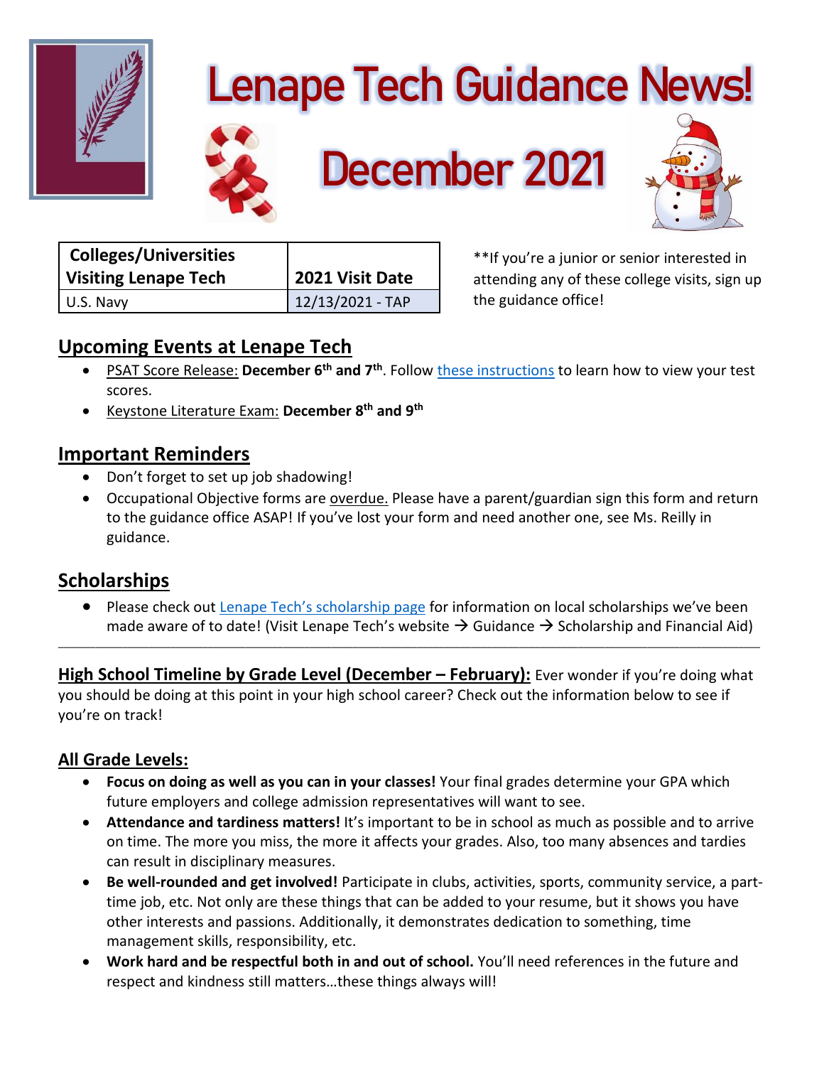# Lenape Tech Guidance News!

# December 2021

| Colleges/Universities Visiting Lenape Tech | 2021 Visit Date |
|---|---|
| U.S. Navy | 12/13/2021 - TAP |

**If you're a junior or senior interested in attending any of these college visits, sign up the guidance office!

## Upcoming Events at Lenape Tech

- PSAT Score Release: **December 6th and 7th**. Follow these instructions to learn how to view your test scores.
- Keystone Literature Exam: **December 8th and 9th**

## Important Reminders

- Don't forget to set up job shadowing!
- Occupational Objective forms are overdue. Please have a parent/guardian sign this form and return to the guidance office ASAP! If you've lost your form and need another one, see Ms. Reilly in guidance.

## Scholarships

- Please check out Lenape Tech's scholarship page for information on local scholarships we've been made aware of to date! (Visit Lenape Tech's website → Guidance → Scholarship and Financial Aid)

---

**High School Timeline by Grade Level (December – February):** Ever wonder if you're doing what you should be doing at this point in your high school career? Check out the information below to see if you're on track!

### All Grade Levels:

- **Focus on doing as well as you can in your classes!** Your final grades determine your GPA which future employers and college admission representatives will want to see.
- **Attendance and tardiness matters!** It's important to be in school as much as possible and to arrive on time. The more you miss, the more it affects your grades. Also, too many absences and tardies can result in disciplinary measures.
- **Be well-rounded and get involved!** Participate in clubs, activities, sports, community service, a part-time job, etc. Not only are these things that can be added to your resume, but it shows you have other interests and passions. Additionally, it demonstrates dedication to something, time management skills, responsibility, etc.
- **Work hard and be respectful both in and out of school.** You'll need references in the future and respect and kindness still matters…these things always will!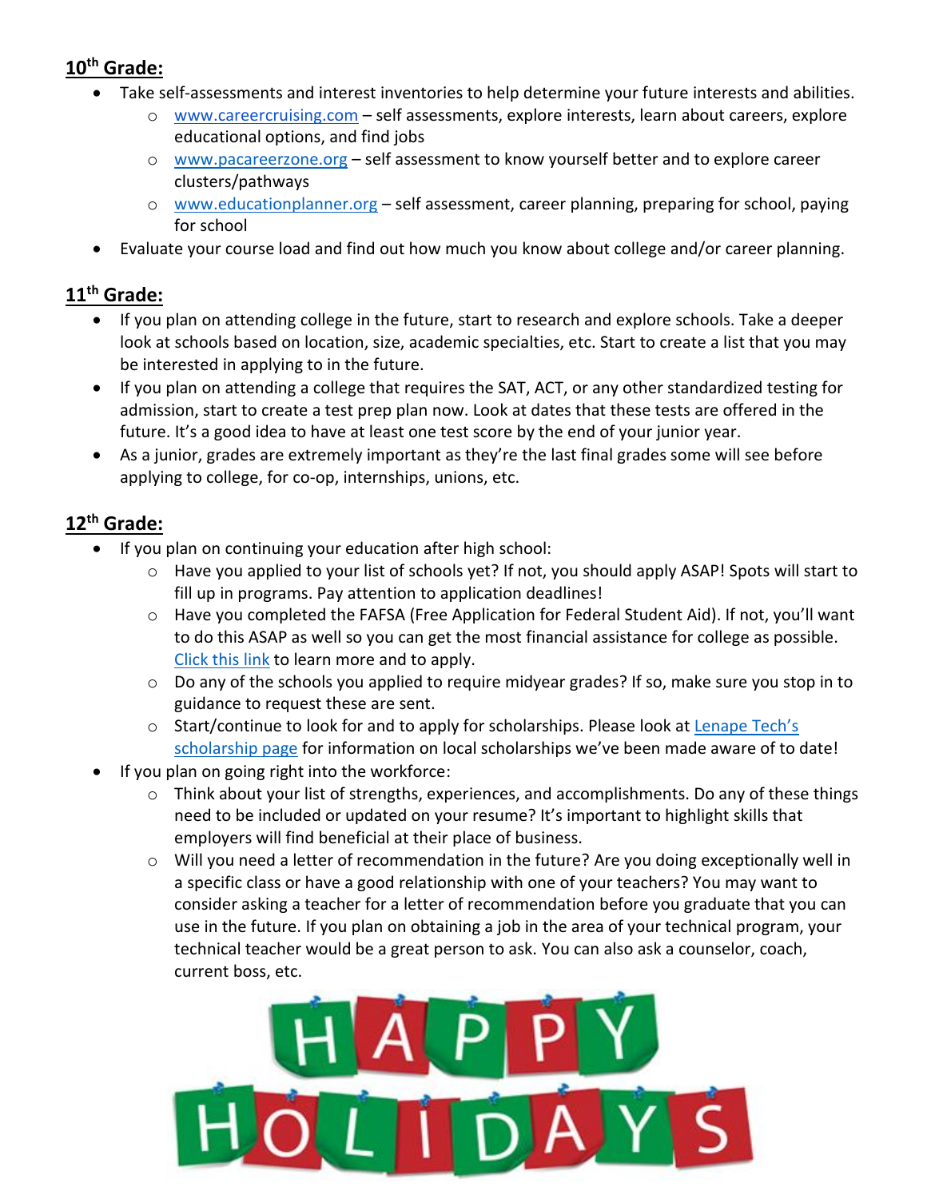## 10th Grade:

- Take self-assessments and interest inventories to help determine your future interests and abilities.
  - www.careercruising.com – self assessments, explore interests, learn about careers, explore educational options, and find jobs
  - www.pacareerzone.org – self assessment to know yourself better and to explore career clusters/pathways
  - www.educationplanner.org – self assessment, career planning, preparing for school, paying for school
- Evaluate your course load and find out how much you know about college and/or career planning.

## 11th Grade:

- If you plan on attending college in the future, start to research and explore schools. Take a deeper look at schools based on location, size, academic specialties, etc. Start to create a list that you may be interested in applying to in the future.
- If you plan on attending a college that requires the SAT, ACT, or any other standardized testing for admission, start to create a test prep plan now. Look at dates that these tests are offered in the future. It's a good idea to have at least one test score by the end of your junior year.
- As a junior, grades are extremely important as they're the last final grades some will see before applying to college, for co-op, internships, unions, etc.

## 12th Grade:

- If you plan on continuing your education after high school:
  - Have you applied to your list of schools yet? If not, you should apply ASAP! Spots will start to fill up in programs. Pay attention to application deadlines!
  - Have you completed the FAFSA (Free Application for Federal Student Aid). If not, you'll want to do this ASAP as well so you can get the most financial assistance for college as possible. Click this link to learn more and to apply.
  - Do any of the schools you applied to require midyear grades? If so, make sure you stop in to guidance to request these are sent.
  - Start/continue to look for and to apply for scholarships. Please look at Lenape Tech's scholarship page for information on local scholarships we've been made aware of to date!
- If you plan on going right into the workforce:
  - Think about your list of strengths, experiences, and accomplishments. Do any of these things need to be included or updated on your resume? It's important to highlight skills that employers will find beneficial at their place of business.
  - Will you need a letter of recommendation in the future? Are you doing exceptionally well in a specific class or have a good relationship with one of your teachers? You may want to consider asking a teacher for a letter of recommendation before you graduate that you can use in the future. If you plan on obtaining a job in the area of your technical program, your technical teacher would be a great person to ask. You can also ask a counselor, coach, current boss, etc.

HAPPY HOLIDAYS